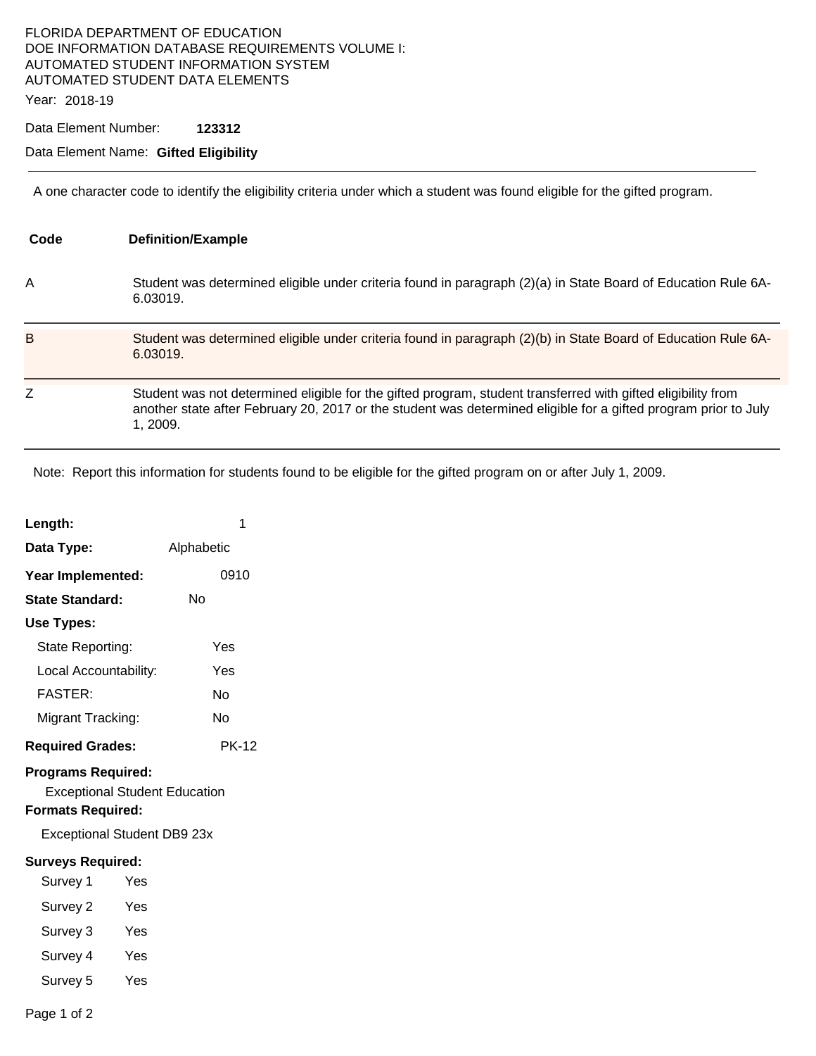FLORIDA DEPARTMENT OF EDUCATION
DOE INFORMATION DATABASE REQUIREMENTS VOLUME I:
AUTOMATED STUDENT INFORMATION SYSTEM
AUTOMATED STUDENT DATA ELEMENTS

Year: 2018-19

Data Element Number: **123312**

Data Element Name: **Gifted Eligibility**

---

A one character code to identify the eligibility criteria under which a student was found eligible for the gifted program.

| Code | Definition/Example |
|---|---|
| A | Student was determined eligible under criteria found in paragraph (2)(a) in State Board of Education Rule 6A-6.03019. |
| B | Student was determined eligible under criteria found in paragraph (2)(b) in State Board of Education Rule 6A-6.03019. |
| Z | Student was not determined eligible for the gifted program, student transferred with gifted eligibility from another state after February 20, 2017 or the student was determined eligible for a gifted program prior to July 1, 2009. |

Note: Report this information for students found to be eligible for the gifted program on or after July 1, 2009.

**Length:** 1

**Data Type:** Alphabetic

**Year Implemented:** 0910

**State Standard:** No

**Use Types:**

- State Reporting: Yes
- Local Accountability: Yes
- FASTER: No
- Migrant Tracking: No

**Required Grades:** PK-12

**Programs Required:**

Exceptional Student Education

**Formats Required:**

Exceptional Student DB9 23x

**Surveys Required:**

- Survey 1 Yes
- Survey 2 Yes
- Survey 3 Yes
- Survey 4 Yes
- Survey 5 Yes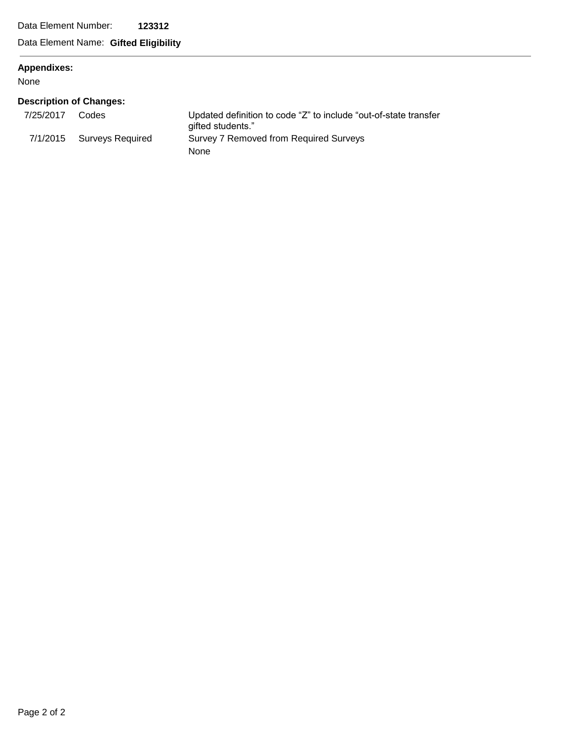Data Element Number: **123312**

Data Element Name: **Gifted Eligibility**

**Appendixes:**

None

**Description of Changes:**

| | | |
|---|---|---|
| 7/25/2017 | Codes | Updated definition to code “Z” to include “out-of-state transfer gifted students.” |
| 7/1/2015 | Surveys Required | Survey 7 Removed from Required Surveys |
| | | None |